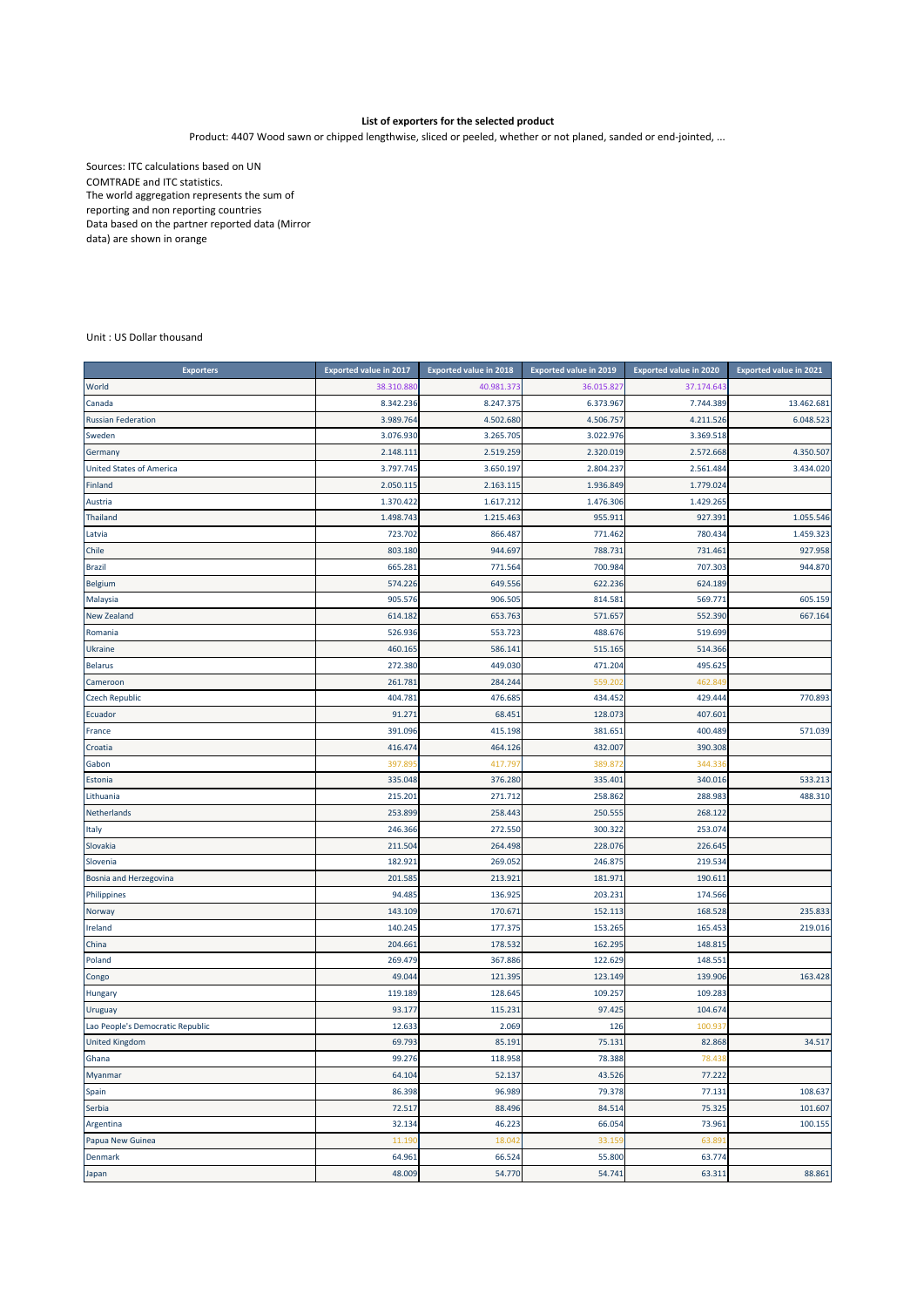**List of exporters for the selected product**

Product: 4407 Wood sawn or chipped lengthwise, sliced or peeled, whether or not planed, sanded or end-jointed, ...

Sources: ITC calculations based on UN COMTRADE and ITC statistics.
The world aggregation represents the sum of reporting and non reporting countries
Data based on the partner reported data (Mirror data) are shown in orange

Unit : US Dollar thousand

| Exporters | Exported value in 2017 | Exported value in 2018 | Exported value in 2019 | Exported value in 2020 | Exported value in 2021 |
|---|---|---|---|---|---|
| World | 38.310.880 | 40.981.373 | 36.015.827 | 37.174.643 | |
| Canada | 8.342.236 | 8.247.375 | 6.373.967 | 7.744.389 | 13.462.681 |
| Russian Federation | 3.989.764 | 4.502.680 | 4.506.757 | 4.211.526 | 6.048.523 |
| Sweden | 3.076.930 | 3.265.705 | 3.022.976 | 3.369.518 | |
| Germany | 2.148.111 | 2.519.259 | 2.320.019 | 2.572.668 | 4.350.507 |
| United States of America | 3.797.745 | 3.650.197 | 2.804.237 | 2.561.484 | 3.434.020 |
| Finland | 2.050.115 | 2.163.115 | 1.936.849 | 1.779.024 | |
| Austria | 1.370.422 | 1.617.212 | 1.476.306 | 1.429.265 | |
| Thailand | 1.498.743 | 1.215.463 | 955.911 | 927.391 | 1.055.546 |
| Latvia | 723.702 | 866.487 | 771.462 | 780.434 | 1.459.323 |
| Chile | 803.180 | 944.697 | 788.731 | 731.461 | 927.958 |
| Brazil | 665.281 | 771.564 | 700.984 | 707.303 | 944.870 |
| Belgium | 574.226 | 649.556 | 622.236 | 624.189 | |
| Malaysia | 905.576 | 906.505 | 814.581 | 569.771 | 605.159 |
| New Zealand | 614.182 | 653.763 | 571.657 | 552.390 | 667.164 |
| Romania | 526.936 | 553.723 | 488.676 | 519.699 | |
| Ukraine | 460.165 | 586.141 | 515.165 | 514.366 | |
| Belarus | 272.380 | 449.030 | 471.204 | 495.625 | |
| Cameroon | 261.781 | 284.244 | 559.202 | 462.849 | |
| Czech Republic | 404.781 | 476.685 | 434.452 | 429.444 | 770.893 |
| Ecuador | 91.271 | 68.451 | 128.073 | 407.601 | |
| France | 391.096 | 415.198 | 381.651 | 400.489 | 571.039 |
| Croatia | 416.474 | 464.126 | 432.007 | 390.308 | |
| Gabon | 397.895 | 417.797 | 389.872 | 344.336 | |
| Estonia | 335.048 | 376.280 | 335.401 | 340.016 | 533.213 |
| Lithuania | 215.201 | 271.712 | 258.862 | 288.983 | 488.310 |
| Netherlands | 253.899 | 258.443 | 250.555 | 268.122 | |
| Italy | 246.366 | 272.550 | 300.322 | 253.074 | |
| Slovakia | 211.504 | 264.498 | 228.076 | 226.645 | |
| Slovenia | 182.921 | 269.052 | 246.875 | 219.534 | |
| Bosnia and Herzegovina | 201.585 | 213.921 | 181.971 | 190.611 | |
| Philippines | 94.485 | 136.925 | 203.231 | 174.566 | |
| Norway | 143.109 | 170.671 | 152.113 | 168.528 | 235.833 |
| Ireland | 140.245 | 177.375 | 153.265 | 165.453 | 219.016 |
| China | 204.661 | 178.532 | 162.295 | 148.815 | |
| Poland | 269.479 | 367.886 | 122.629 | 148.551 | |
| Congo | 49.044 | 121.395 | 123.149 | 139.906 | 163.428 |
| Hungary | 119.189 | 128.645 | 109.257 | 109.283 | |
| Uruguay | 93.177 | 115.231 | 97.425 | 104.674 | |
| Lao People's Democratic Republic | 12.633 | 2.069 | 126 | 100.937 | |
| United Kingdom | 69.793 | 85.191 | 75.131 | 82.868 | 34.517 |
| Ghana | 99.276 | 118.958 | 78.388 | 78.438 | |
| Myanmar | 64.104 | 52.137 | 43.526 | 77.222 | |
| Spain | 86.398 | 96.989 | 79.378 | 77.131 | 108.637 |
| Serbia | 72.517 | 88.496 | 84.514 | 75.325 | 101.607 |
| Argentina | 32.134 | 46.223 | 66.054 | 73.961 | 100.155 |
| Papua New Guinea | 11.190 | 18.042 | 33.159 | 63.891 | |
| Denmark | 64.961 | 66.524 | 55.800 | 63.774 | |
| Japan | 48.009 | 54.770 | 54.741 | 63.311 | 88.861 |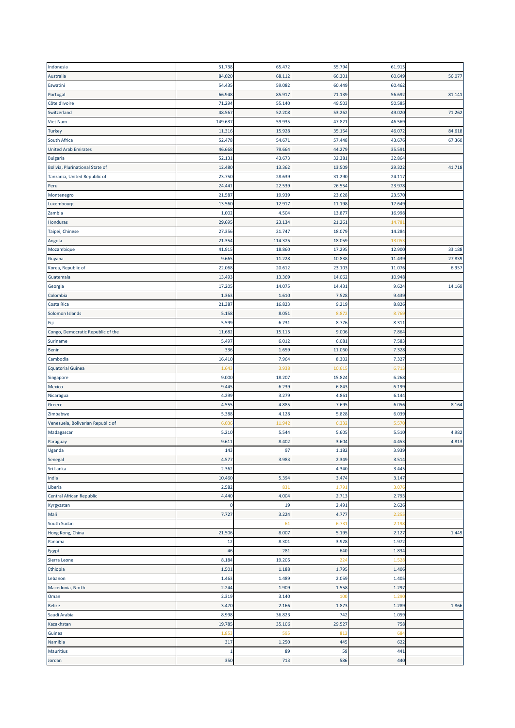| | | | | | |
|---|---|---|---|---|---|
| Indonesia | 51.738 | 65.472 | 55.794 | 61.915 | |
| Australia | 84.020 | 68.112 | 66.301 | 60.649 | 56.077 |
| Eswatini | 54.435 | 59.082 | 60.449 | 60.462 | |
| Portugal | 66.948 | 85.917 | 71.139 | 56.692 | 81.141 |
| Côte d'Ivoire | 71.294 | 55.140 | 49.503 | 50.585 | |
| Switzerland | 48.567 | 52.208 | 53.262 | 49.020 | 71.262 |
| Viet Nam | 149.637 | 59.935 | 47.821 | 46.569 | |
| Turkey | 11.316 | 15.928 | 35.154 | 46.072 | 84.618 |
| South Africa | 52.478 | 54.671 | 57.448 | 43.676 | 67.360 |
| United Arab Emirates | 46.668 | 79.664 | 44.279 | 35.591 | |
| Bulgaria | 52.131 | 43.673 | 32.381 | 32.864 | |
| Bolivia, Plurinational State of | 12.480 | 13.362 | 13.509 | 29.322 | 41.718 |
| Tanzania, United Republic of | 23.750 | 28.639 | 31.290 | 24.117 | |
| Peru | 24.441 | 22.539 | 26.554 | 23.978 | |
| Montenegro | 21.587 | 19.939 | 23.628 | 23.570 | |
| Luxembourg | 13.560 | 12.917 | 11.198 | 17.649 | |
| Zambia | 1.002 | 4.504 | 13.877 | 16.998 | |
| Honduras | 29.695 | 23.134 | 21.261 | 14.781 | |
| Taipei, Chinese | 27.356 | 21.747 | 18.079 | 14.284 | |
| Angola | 21.354 | 114.325 | 18.059 | 13.053 | |
| Mozambique | 41.915 | 18.860 | 17.295 | 12.900 | 33.188 |
| Guyana | 9.665 | 11.228 | 10.838 | 11.439 | 27.839 |
| Korea, Republic of | 22.068 | 20.612 | 23.103 | 11.076 | 6.957 |
| Guatemala | 13.493 | 13.369 | 14.062 | 10.948 | |
| Georgia | 17.205 | 14.075 | 14.431 | 9.624 | 14.169 |
| Colombia | 1.363 | 1.610 | 7.528 | 9.439 | |
| Costa Rica | 21.387 | 16.823 | 9.219 | 8.826 | |
| Solomon Islands | 5.158 | 8.051 | 8.872 | 8.769 | |
| Fiji | 5.599 | 6.731 | 8.776 | 8.311 | |
| Congo, Democratic Republic of the | 11.682 | 15.115 | 9.006 | 7.864 | |
| Suriname | 5.497 | 6.012 | 6.081 | 7.583 | |
| Benin | 336 | 1.659 | 11.060 | 7.328 | |
| Cambodia | 16.410 | 7.964 | 8.302 | 7.327 | |
| Equatorial Guinea | 1.643 | 3.938 | 10.615 | 6.713 | |
| Singapore | 9.000 | 18.207 | 15.824 | 6.268 | |
| Mexico | 9.445 | 6.239 | 6.843 | 6.199 | |
| Nicaragua | 4.299 | 3.279 | 4.861 | 6.144 | |
| Greece | 4.555 | 4.885 | 7.695 | 6.056 | 8.164 |
| Zimbabwe | 5.388 | 4.128 | 5.828 | 6.039 | |
| Venezuela, Bolivarian Republic of | 6.036 | 11.942 | 6.332 | 5.570 | |
| Madagascar | 5.210 | 5.544 | 5.605 | 5.510 | 4.982 |
| Paraguay | 9.611 | 8.402 | 3.604 | 4.453 | 4.813 |
| Uganda | 143 | 97 | 1.182 | 3.939 | |
| Senegal | 4.577 | 3.983 | 2.349 | 3.514 | |
| Sri Lanka | 2.362 | | 4.340 | 3.445 | |
| India | 10.460 | 5.394 | 3.474 | 3.147 | |
| Liberia | 2.582 | 831 | 1.791 | 3.076 | |
| Central African Republic | 4.440 | 4.004 | 2.713 | 2.793 | |
| Kyrgyzstan | 0 | 19 | 2.491 | 2.626 | |
| Mali | 7.727 | 3.224 | 4.777 | 2.255 | |
| South Sudan | | 61 | 6.731 | 2.198 | |
| Hong Kong, China | 21.506 | 8.007 | 5.195 | 2.127 | 1.449 |
| Panama | 12 | 8.301 | 3.928 | 1.972 | |
| Egypt | 46 | 281 | 640 | 1.834 | |
| Sierra Leone | 8.184 | 19.205 | 224 | 1.528 | |
| Ethiopia | 1.501 | 1.188 | 1.795 | 1.406 | |
| Lebanon | 1.463 | 1.489 | 2.059 | 1.405 | |
| Macedonia, North | 2.244 | 1.909 | 1.558 | 1.297 | |
| Oman | 2.319 | 3.140 | 100 | 1.290 | |
| Belize | 3.470 | 2.166 | 1.873 | 1.289 | 1.866 |
| Saudi Arabia | 8.998 | 36.823 | 742 | 1.059 | |
| Kazakhstan | 19.785 | 35.106 | 29.527 | 758 | |
| Guinea | 1.853 | 595 | 813 | 684 | |
| Namibia | 317 | 1.250 | 445 | 622 | |
| Mauritius | 1 | 89 | 59 | 441 | |
| Jordan | 350 | 713 | 586 | 440 | |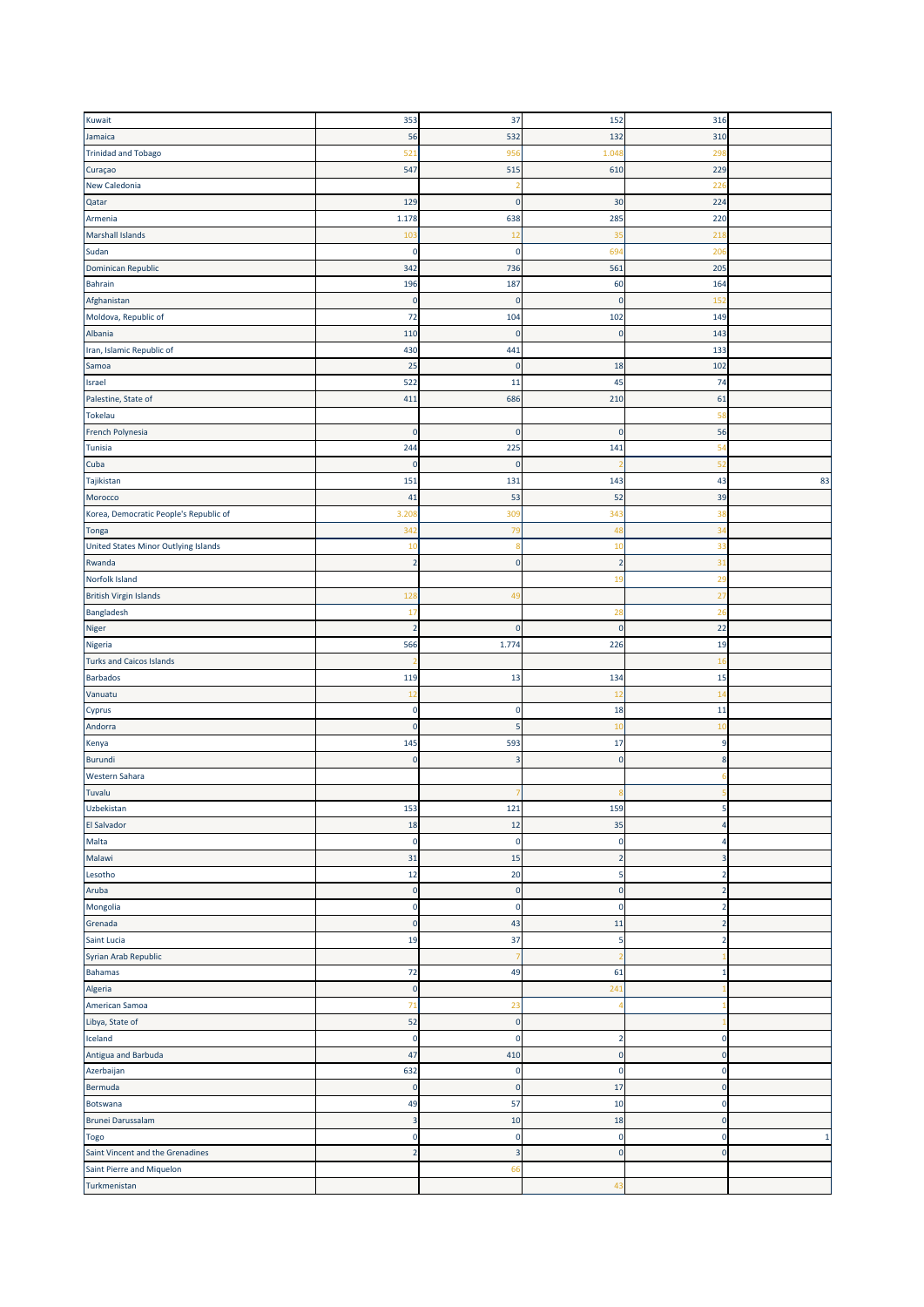| | | | | | |
|---|---|---|---|---|---|
| Kuwait | 353 | 37 | 152 | 316 | |
| Jamaica | 56 | 532 | 132 | 310 | |
| Trinidad and Tobago | 521 | 956 | 1.048 | 298 | |
| Curaçao | 547 | 515 | 610 | 229 | |
| New Caledonia | | 2 | | 226 | |
| Qatar | 129 | 0 | 30 | 224 | |
| Armenia | 1.178 | 638 | 285 | 220 | |
| Marshall Islands | 103 | 12 | 35 | 218 | |
| Sudan | 0 | 0 | 694 | 206 | |
| Dominican Republic | 342 | 736 | 561 | 205 | |
| Bahrain | 196 | 187 | 60 | 164 | |
| Afghanistan | 0 | 0 | 0 | 152 | |
| Moldova, Republic of | 72 | 104 | 102 | 149 | |
| Albania | 110 | 0 | 0 | 143 | |
| Iran, Islamic Republic of | 430 | 441 | | 133 | |
| Samoa | 25 | 0 | 18 | 102 | |
| Israel | 522 | 11 | 45 | 74 | |
| Palestine, State of | 411 | 686 | 210 | 61 | |
| Tokelau | | | | 58 | |
| French Polynesia | 0 | 0 | 0 | 56 | |
| Tunisia | 244 | 225 | 141 | 54 | |
| Cuba | 0 | 0 | 2 | 52 | |
| Tajikistan | 151 | 131 | 143 | 43 | 83 |
| Morocco | 41 | 53 | 52 | 39 | |
| Korea, Democratic People's Republic of | 3.208 | 309 | 343 | 38 | |
| Tonga | 342 | 79 | 48 | 34 | |
| United States Minor Outlying Islands | 10 | 8 | 10 | 33 | |
| Rwanda | 2 | 0 | 2 | 31 | |
| Norfolk Island | | | 19 | 29 | |
| British Virgin Islands | 128 | 49 | | 27 | |
| Bangladesh | 17 | | 28 | 26 | |
| Niger | 2 | 0 | 0 | 22 | |
| Nigeria | 566 | 1.774 | 226 | 19 | |
| Turks and Caicos Islands | 2 | | | 16 | |
| Barbados | 119 | 13 | 134 | 15 | |
| Vanuatu | 12 | | 12 | 14 | |
| Cyprus | 0 | 0 | 18 | 11 | |
| Andorra | 0 | 5 | 10 | 10 | |
| Kenya | 145 | 593 | 17 | 9 | |
| Burundi | 0 | 3 | 0 | 8 | |
| Western Sahara | | | | 6 | |
| Tuvalu | | 7 | 8 | 5 | |
| Uzbekistan | 153 | 121 | 159 | 5 | |
| El Salvador | 18 | 12 | 35 | 4 | |
| Malta | 0 | 0 | 0 | 4 | |
| Malawi | 31 | 15 | 2 | 3 | |
| Lesotho | 12 | 20 | 5 | 2 | |
| Aruba | 0 | 0 | 0 | 2 | |
| Mongolia | 0 | 0 | 0 | 2 | |
| Grenada | 0 | 43 | 11 | 2 | |
| Saint Lucia | 19 | 37 | 5 | 2 | |
| Syrian Arab Republic | | 7 | 2 | 1 | |
| Bahamas | 72 | 49 | 61 | 1 | |
| Algeria | 0 | | 241 | 1 | |
| American Samoa | 71 | 23 | 4 | 1 | |
| Libya, State of | 52 | 0 | | 1 | |
| Iceland | 0 | 0 | 2 | 0 | |
| Antigua and Barbuda | 47 | 410 | 0 | 0 | |
| Azerbaijan | 632 | 0 | 0 | 0 | |
| Bermuda | 0 | 0 | 17 | 0 | |
| Botswana | 49 | 57 | 10 | 0 | |
| Brunei Darussalam | 3 | 10 | 18 | 0 | |
| Togo | 0 | 0 | 0 | 0 | 1 |
| Saint Vincent and the Grenadines | 2 | 3 | 0 | 0 | |
| Saint Pierre and Miquelon | | 66 | | | |
| Turkmenistan | | | 43 | | |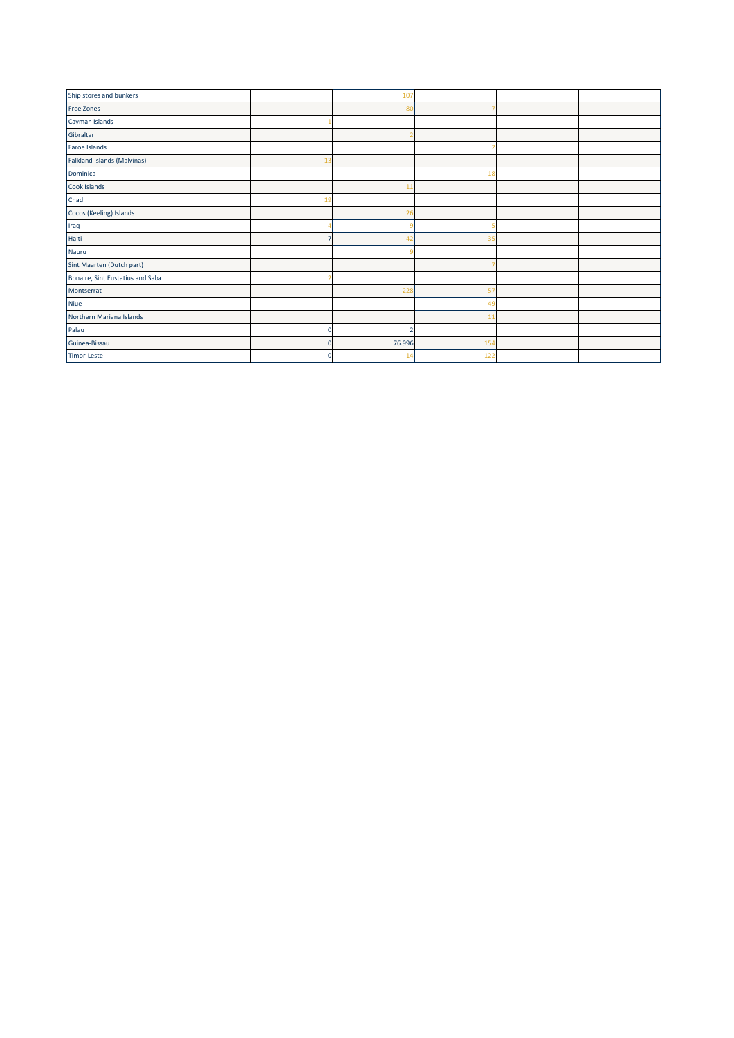| | | | | | |
|---|---|---|---|---|---|
| Ship stores and bunkers | | 107 | | | |
| Free Zones | | 80 | 7 | | |
| Cayman Islands | 1 | | | | |
| Gibraltar | | 2 | | | |
| Faroe Islands | | | 2 | | |
| Falkland Islands (Malvinas) | 13 | | | | |
| Dominica | | | 18 | | |
| Cook Islands | | 11 | | | |
| Chad | 19 | | | | |
| Cocos (Keeling) Islands | | 26 | | | |
| Iraq | 4 | 9 | 5 | | |
| Haiti | 7 | 42 | 35 | | |
| Nauru | | 9 | | | |
| Sint Maarten (Dutch part) | | | 7 | | |
| Bonaire, Sint Eustatius and Saba | 2 | | | | |
| Montserrat | | 228 | 57 | | |
| Niue | | | 49 | | |
| Northern Mariana Islands | | | 11 | | |
| Palau | 0 | 2 | | | |
| Guinea-Bissau | 0 | 76.996 | 154 | | |
| Timor-Leste | 0 | 14 | 122 | | |